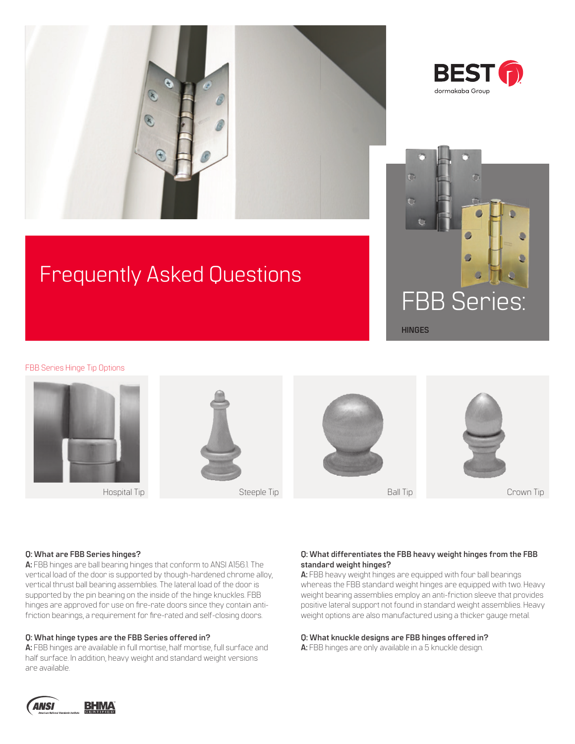# Frequently Asked Questions

# FBB Series:

**HINGES**

FBB Series Hinge Tip Options

Hospital Tip

Steeple Tip

Ball Tip

Crown Tip

**Q: What are FBB Series hinges?**

**A:** FBB hinges are ball bearing hinges that conform to ANSI A156.1. The vertical load of the door is supported by though-hardened chrome alloy, vertical thrust ball bearing assemblies. The lateral load of the door is supported by the pin bearing on the inside of the hinge knuckles. FBB hinges are approved for use on fire-rate doors since they contain anti-friction bearings, a requirement for fire-rated and self-closing doors.

**Q: What hinge types are the FBB Series offered in?**

**A:** FBB hinges are available in full mortise, half mortise, full surface and half surface. In addition, heavy weight and standard weight versions are available.

**Q: What differentiates the FBB heavy weight hinges from the FBB standard weight hinges?**

**A:** FBB heavy weight hinges are equipped with four ball bearings whereas the FBB standard weight hinges are equipped with two. Heavy weight bearing assemblies employ an anti-friction sleeve that provides positive lateral support not found in standard weight assemblies. Heavy weight options are also manufactured using a thicker gauge metal.

**Q: What knuckle designs are FBB hinges offered in?**

**A:** FBB hinges are only available in a 5 knuckle design.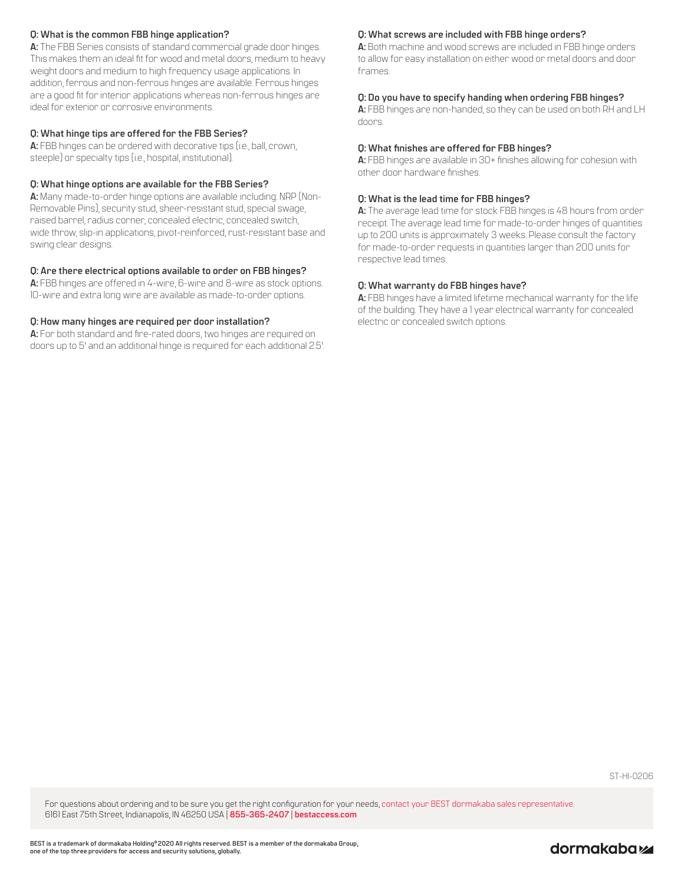**Q: What is the common FBB hinge application?**
**A:** The FBB Series consists of standard commercial grade door hinges. This makes them an ideal fit for wood and metal doors, medium to heavy weight doors and medium to high frequency usage applications. In addition, ferrous and non-ferrous hinges are available. Ferrous hinges are a good fit for interior applications whereas non-ferrous hinges are ideal for exterior or corrosive environments.

**Q: What hinge tips are offered for the FBB Series?**
**A:** FBB hinges can be ordered with decorative tips (i.e., ball, crown, steeple) or specialty tips (i.e., hospital, institutional).

**Q: What hinge options are available for the FBB Series?**
**A:** Many made-to-order hinge options are available including: NRP (Non-Removable Pins), security stud, sheer-resistant stud, special swage, raised barrel, radius corner, concealed electric, concealed switch, wide throw, slip-in applications, pivot-reinforced, rust-resistant base and swing clear designs.

**Q: Are there electrical options available to order on FBB hinges?**
**A:** FBB hinges are offered in 4-wire, 6-wire and 8-wire as stock options. 10-wire and extra long wire are available as made-to-order options.

**Q: How many hinges are required per door installation?**
**A:** For both standard and fire-rated doors, two hinges are required on doors up to 5' and an additional hinge is required for each additional 2.5'.

**Q: What screws are included with FBB hinge orders?**
**A:** Both machine and wood screws are included in FBB hinge orders to allow for easy installation on either wood or metal doors and door frames.

**Q: Do you have to specify handing when ordering FBB hinges?**
**A:** FBB hinges are non-handed, so they can be used on both RH and LH doors.

**Q: What finishes are offered for FBB hinges?**
**A:** FBB hinges are available in 30+ finishes allowing for cohesion with other door hardware finishes.

**Q: What is the lead time for FBB hinges?**
**A:** The average lead time for stock FBB hinges is 48 hours from order receipt. The average lead time for made-to-order hinges of quantities up to 200 units is approximately 3 weeks. Please consult the factory for made-to-order requests in quantities larger than 200 units for respective lead times.

**Q: What warranty do FBB hinges have?**
**A:** FBB hinges have a limited lifetime mechanical warranty for the life of the building. They have a 1 year electrical warranty for concealed electric or concealed switch options.

ST-HI-0206

For questions about ordering and to be sure you get the right configuration for your needs, contact your BEST dormakaba sales representative.
6161 East 75th Street, Indianapolis, IN 46250 USA | **855-365-2407** | **bestaccess.com**

**BEST is a trademark of dormakaba Holding® 2020 All rights reserved. BEST is a member of the dormakaba Group, one of the top three providers for access and security solutions, globally.**

dormakaba